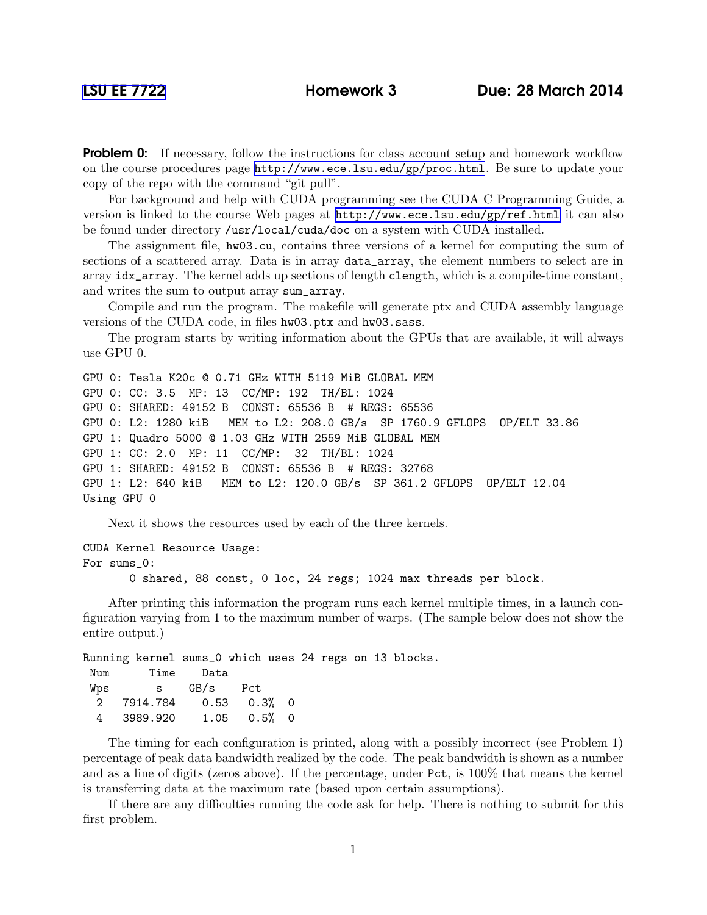LSU EE 7722 **Homework 3** **Due: 28 March 2014**

**Problem 0:** If necessary, follow the instructions for class account setup and homework workflow on the course procedures page http://www.ece.lsu.edu/gp/proc.html. Be sure to update your copy of the repo with the command "git pull".

For background and help with CUDA programming see the CUDA C Programming Guide, a version is linked to the course Web pages at http://www.ece.lsu.edu/gp/ref.html it can also be found under directory `/usr/local/cuda/doc` on a system with CUDA installed.

The assignment file, `hw03.cu`, contains three versions of a kernel for computing the sum of sections of a scattered array. Data is in array `data_array`, the element numbers to select are in array `idx_array`. The kernel adds up sections of length `clength`, which is a compile-time constant, and writes the sum to output array `sum_array`.

Compile and run the program. The makefile will generate ptx and CUDA assembly language versions of the CUDA code, in files `hw03.ptx` and `hw03.sass`.

The program starts by writing information about the GPUs that are available, it will always use GPU 0.

```
GPU 0: Tesla K20c @ 0.71 GHz WITH 5119 MiB GLOBAL MEM
GPU 0: CC: 3.5  MP: 13  CC/MP: 192  TH/BL: 1024
GPU 0: SHARED: 49152 B  CONST: 65536 B  # REGS: 65536
GPU 0: L2: 1280 kiB   MEM to L2: 208.0 GB/s  SP 1760.9 GFLOPS  OP/ELT 33.86
GPU 1: Quadro 5000 @ 1.03 GHz WITH 2559 MiB GLOBAL MEM
GPU 1: CC: 2.0  MP: 11  CC/MP:  32  TH/BL: 1024
GPU 1: SHARED: 49152 B  CONST: 65536 B  # REGS: 32768
GPU 1: L2: 640 kiB   MEM to L2: 120.0 GB/s  SP 361.2 GFLOPS  OP/ELT 12.04
Using GPU 0
```

Next it shows the resources used by each of the three kernels.

```
CUDA Kernel Resource Usage:
For sums_0:
      0 shared, 88 const, 0 loc, 24 regs; 1024 max threads per block.
```

After printing this information the program runs each kernel multiple times, in a launch configuration varying from 1 to the maximum number of warps. (The sample below does not show the entire output.)

```
Running kernel sums_0 which uses 24 regs on 13 blocks.
 Num      Time    Data
 Wps       s     GB/s    Pct
  2   7914.784    0.53   0.3%  0
  4   3989.920    1.05   0.5%  0
```

The timing for each configuration is printed, along with a possibly incorrect (see Problem 1) percentage of peak data bandwidth realized by the code. The peak bandwidth is shown as a number and as a line of digits (zeros above). If the percentage, under `Pct`, is 100% that means the kernel is transferring data at the maximum rate (based upon certain assumptions).

If there are any difficulties running the code ask for help. There is nothing to submit for this first problem.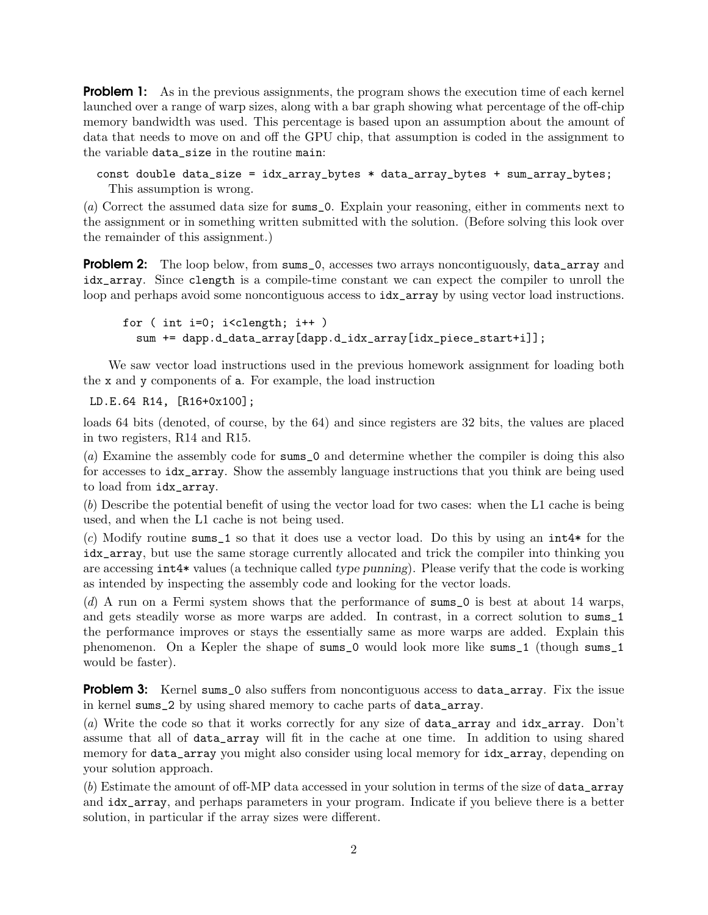**Problem 1:** As in the previous assignments, the program shows the execution time of each kernel launched over a range of warp sizes, along with a bar graph showing what percentage of the off-chip memory bandwidth was used. This percentage is based upon an assumption about the amount of data that needs to move on and off the GPU chip, that assumption is coded in the assignment to the variable `data_size` in the routine `main`:

```
const double data_size = idx_array_bytes * data_array_bytes + sum_array_bytes;
```

This assumption is wrong.

(*a*) Correct the assumed data size for `sums_0`. Explain your reasoning, either in comments next to the assignment or in something written submitted with the solution. (Before solving this look over the remainder of this assignment.)

**Problem 2:** The loop below, from `sums_0`, accesses two arrays noncontiguously, `data_array` and `idx_array`. Since `clength` is a compile-time constant we can expect the compiler to unroll the loop and perhaps avoid some noncontiguous access to `idx_array` by using vector load instructions.

```
for ( int i=0; i<clength; i++ )
  sum += dapp.d_data_array[dapp.d_idx_array[idx_piece_start+i]];
```

We saw vector load instructions used in the previous homework assignment for loading both the `x` and `y` components of `a`. For example, the load instruction

```
LD.E.64 R14, [R16+0x100];
```

loads 64 bits (denoted, of course, by the 64) and since registers are 32 bits, the values are placed in two registers, R14 and R15.

(*a*) Examine the assembly code for `sums_0` and determine whether the compiler is doing this also for accesses to `idx_array`. Show the assembly language instructions that you think are being used to load from `idx_array`.

(*b*) Describe the potential benefit of using the vector load for two cases: when the L1 cache is being used, and when the L1 cache is not being used.

(*c*) Modify routine `sums_1` so that it does use a vector load. Do this by using an `int4*` for the `idx_array`, but use the same storage currently allocated and trick the compiler into thinking you are accessing `int4*` values (a technique called *type punning*). Please verify that the code is working as intended by inspecting the assembly code and looking for the vector loads.

(*d*) A run on a Fermi system shows that the performance of `sums_0` is best at about 14 warps, and gets steadily worse as more warps are added. In contrast, in a correct solution to `sums_1` the performance improves or stays the essentially same as more warps are added. Explain this phenomenon. On a Kepler the shape of `sums_0` would look more like `sums_1` (though `sums_1` would be faster).

**Problem 3:** Kernel `sums_0` also suffers from noncontiguous access to `data_array`. Fix the issue in kernel `sums_2` by using shared memory to cache parts of `data_array`.

(*a*) Write the code so that it works correctly for any size of `data_array` and `idx_array`. Don't assume that all of `data_array` will fit in the cache at one time. In addition to using shared memory for `data_array` you might also consider using local memory for `idx_array`, depending on your solution approach.

(*b*) Estimate the amount of off-MP data accessed in your solution in terms of the size of `data_array` and `idx_array`, and perhaps parameters in your program. Indicate if you believe there is a better solution, in particular if the array sizes were different.